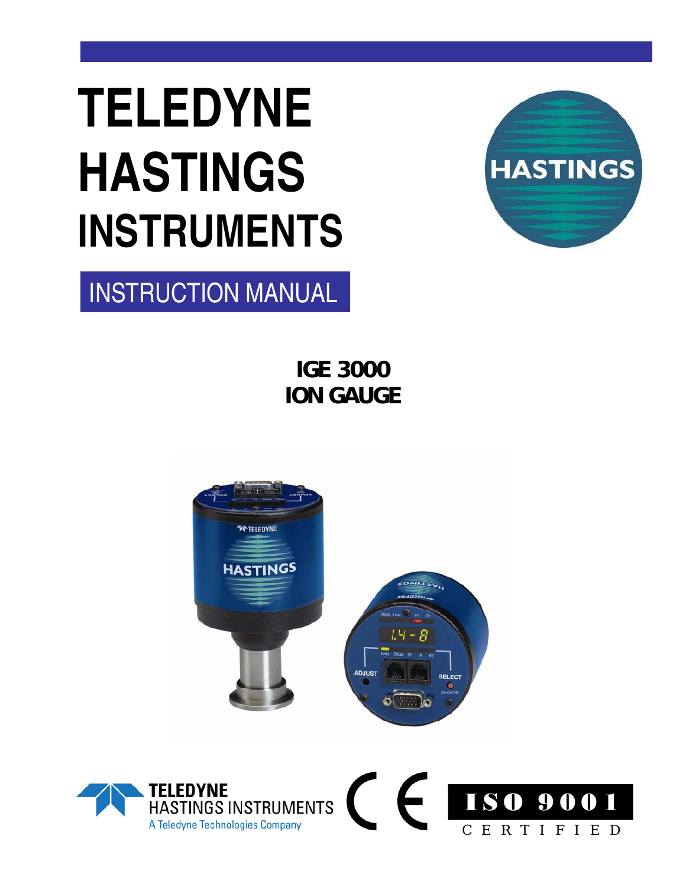# TELEDYNE HASTINGS INSTRUMENTS

## INSTRUCTION MANUAL

**IGE 3000**
**ION GAUGE**

TELEDYNE HASTINGS INSTRUMENTS
A Teledyne Technologies Company

ISO 9001 CERTIFIED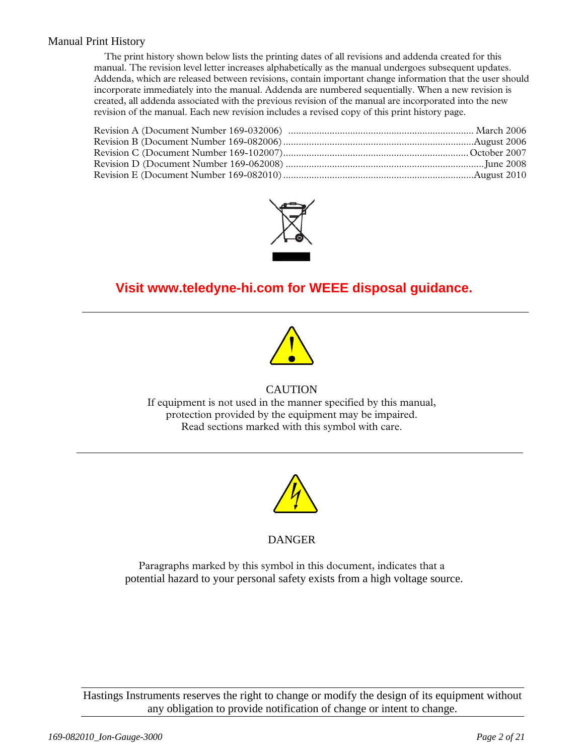## Manual Print History

The print history shown below lists the printing dates of all revisions and addenda created for this manual. The revision level letter increases alphabetically as the manual undergoes subsequent updates. Addenda, which are released between revisions, contain important change information that the user should incorporate immediately into the manual. Addenda are numbered sequentially. When a new revision is created, all addenda associated with the previous revision of the manual are incorporated into the new revision of the manual. Each new revision includes a revised copy of this print history page.

Revision A (Document Number 169-032006) ........................................................................ March 2006
Revision B (Document Number 169-082006) ........................................................................ August 2006
Revision C (Document Number 169-102007) ........................................................................ October 2007
Revision D (Document Number 169-062008) ........................................................................ June 2008
Revision E (Document Number 169-082010) ........................................................................ August 2010

**Visit www.teledyne-hi.com for WEEE disposal guidance.**

---

CAUTION

If equipment is not used in the manner specified by this manual,
protection provided by the equipment may be impaired.
Read sections marked with this symbol with care.

---

DANGER

Paragraphs marked by this symbol in this document, indicates that a
potential hazard to your personal safety exists from a high voltage source.

---

Hastings Instruments reserves the right to change or modify the design of its equipment without any obligation to provide notification of change or intent to change.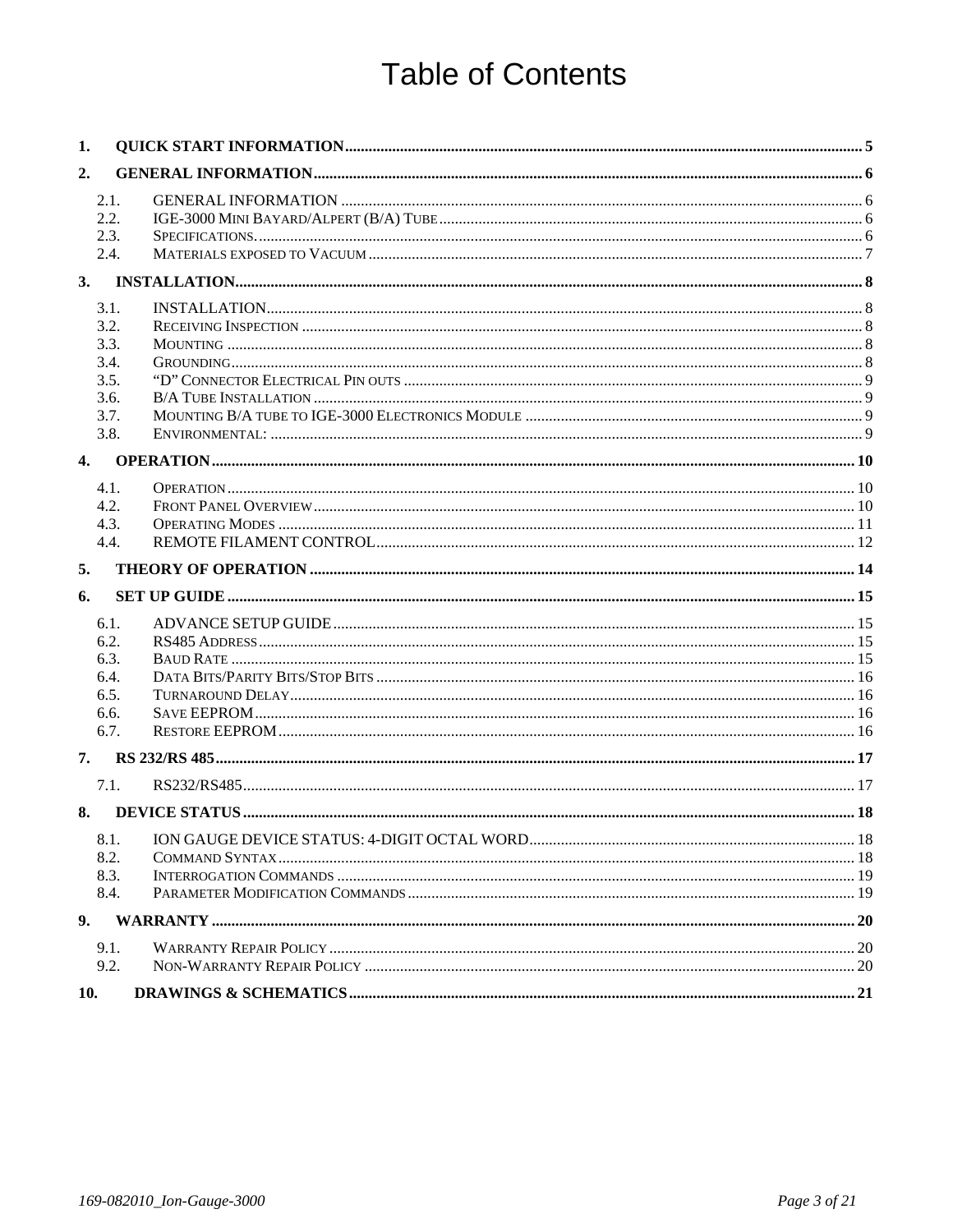# Table of Contents

**1. QUICK START INFORMATION** .......... 5

**2. GENERAL INFORMATION** .......... 6

- 2.1. GENERAL INFORMATION .......... 6
- 2.2. IGE-3000 MINI BAYARD/ALPERT (B/A) TUBE .......... 6
- 2.3. SPECIFICATIONS. .......... 6
- 2.4. MATERIALS EXPOSED TO VACUUM .......... 7

**3. INSTALLATION** .......... 8

- 3.1. INSTALLATION .......... 8
- 3.2. RECEIVING INSPECTION .......... 8
- 3.3. MOUNTING .......... 8
- 3.4. GROUNDING .......... 8
- 3.5. "D" CONNECTOR ELECTRICAL PIN OUTS .......... 9
- 3.6. B/A TUBE INSTALLATION .......... 9
- 3.7. MOUNTING B/A TUBE TO IGE-3000 ELECTRONICS MODULE .......... 9
- 3.8. ENVIRONMENTAL: .......... 9

**4. OPERATION** .......... 10

- 4.1. OPERATION .......... 10
- 4.2. FRONT PANEL OVERVIEW .......... 10
- 4.3. OPERATING MODES .......... 11
- 4.4. REMOTE FILAMENT CONTROL .......... 12

**5. THEORY OF OPERATION** .......... 14

**6. SET UP GUIDE** .......... 15

- 6.1. ADVANCE SETUP GUIDE .......... 15
- 6.2. RS485 ADDRESS .......... 15
- 6.3. BAUD RATE .......... 15
- 6.4. DATA BITS/PARITY BITS/STOP BITS .......... 16
- 6.5. TURNAROUND DELAY .......... 16
- 6.6. SAVE EEPROM .......... 16
- 6.7. RESTORE EEPROM .......... 16

**7. RS 232/RS 485** .......... 17

- 7.1. RS232/RS485 .......... 17

**8. DEVICE STATUS** .......... 18

- 8.1. ION GAUGE DEVICE STATUS: 4-DIGIT OCTAL WORD .......... 18
- 8.2. COMMAND SYNTAX .......... 18
- 8.3. INTERROGATION COMMANDS .......... 19
- 8.4. PARAMETER MODIFICATION COMMANDS .......... 19

**9. WARRANTY** .......... 20

- 9.1. WARRANTY REPAIR POLICY .......... 20
- 9.2. NON-WARRANTY REPAIR POLICY .......... 20

**10. DRAWINGS & SCHEMATICS** .......... 21

*169-082010_Ion-Gauge-3000*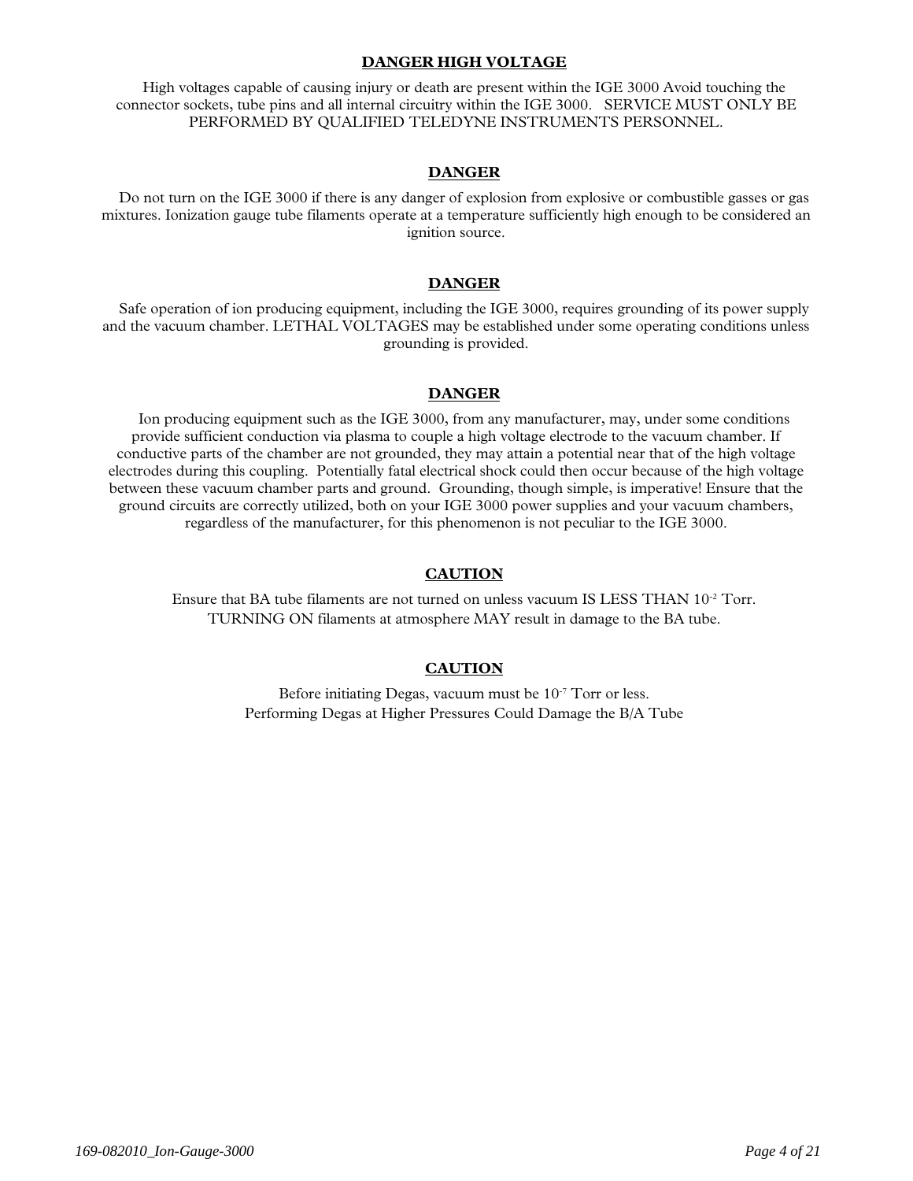**DANGER HIGH VOLTAGE**

High voltages capable of causing injury or death are present within the IGE 3000 Avoid touching the connector sockets, tube pins and all internal circuitry within the IGE 3000. SERVICE MUST ONLY BE PERFORMED BY QUALIFIED TELEDYNE INSTRUMENTS PERSONNEL.

**DANGER**

Do not turn on the IGE 3000 if there is any danger of explosion from explosive or combustible gasses or gas mixtures. Ionization gauge tube filaments operate at a temperature sufficiently high enough to be considered an ignition source.

**DANGER**

Safe operation of ion producing equipment, including the IGE 3000, requires grounding of its power supply and the vacuum chamber. LETHAL VOLTAGES may be established under some operating conditions unless grounding is provided.

**DANGER**

Ion producing equipment such as the IGE 3000, from any manufacturer, may, under some conditions provide sufficient conduction via plasma to couple a high voltage electrode to the vacuum chamber. If conductive parts of the chamber are not grounded, they may attain a potential near that of the high voltage electrodes during this coupling. Potentially fatal electrical shock could then occur because of the high voltage between these vacuum chamber parts and ground. Grounding, though simple, is imperative! Ensure that the ground circuits are correctly utilized, both on your IGE 3000 power supplies and your vacuum chambers, regardless of the manufacturer, for this phenomenon is not peculiar to the IGE 3000.

**CAUTION**

Ensure that BA tube filaments are not turned on unless vacuum IS LESS THAN $10^{-2}$ Torr. TURNING ON filaments at atmosphere MAY result in damage to the BA tube.

**CAUTION**

Before initiating Degas, vacuum must be $10^{-7}$ Torr or less.
Performing Degas at Higher Pressures Could Damage the B/A Tube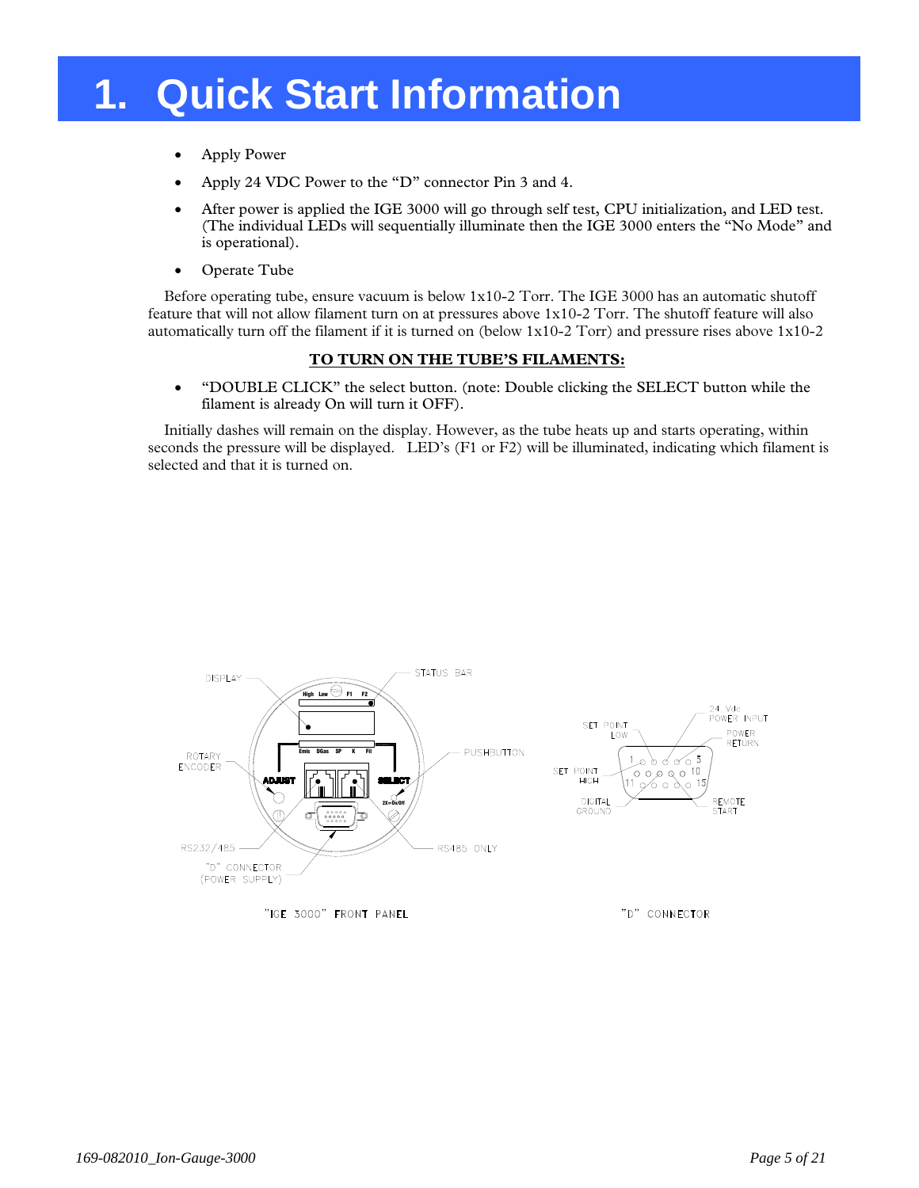# 1. Quick Start Information

- Apply Power
- Apply 24 VDC Power to the "D" connector Pin 3 and 4.
- After power is applied the IGE 3000 will go through self test, CPU initialization, and LED test. (The individual LEDs will sequentially illuminate then the IGE 3000 enters the "No Mode" and is operational).
- Operate Tube

Before operating tube, ensure vacuum is below 1x10-2 Torr. The IGE 3000 has an automatic shutoff feature that will not allow filament turn on at pressures above 1x10-2 Torr. The shutoff feature will also automatically turn off the filament if it is turned on (below 1x10-2 Torr) and pressure rises above 1x10-2

**TO TURN ON THE TUBE'S FILAMENTS:**

- "DOUBLE CLICK" the select button. (note: Double clicking the SELECT button while the filament is already On will turn it OFF).

Initially dashes will remain on the display. However, as the tube heats up and starts operating, within seconds the pressure will be displayed. LED's (F1 or F2) will be illuminated, indicating which filament is selected and that it is turned on.

DISPLAY, STATUS BAR, ROTARY ENCODER, PUSHBUTTON, ADJUST, SELECT, 2X=On/Off, RS232/485, RS485 ONLY, "D" CONNECTOR (POWER SUPPLY)

"IGE 3000" FRONT PANEL

SET POINT LOW, 24 Vdc POWER INPUT, POWER RETURN, SET POINT HIGH, DIGITAL GROUND, REMOTE START

"D" CONNECTOR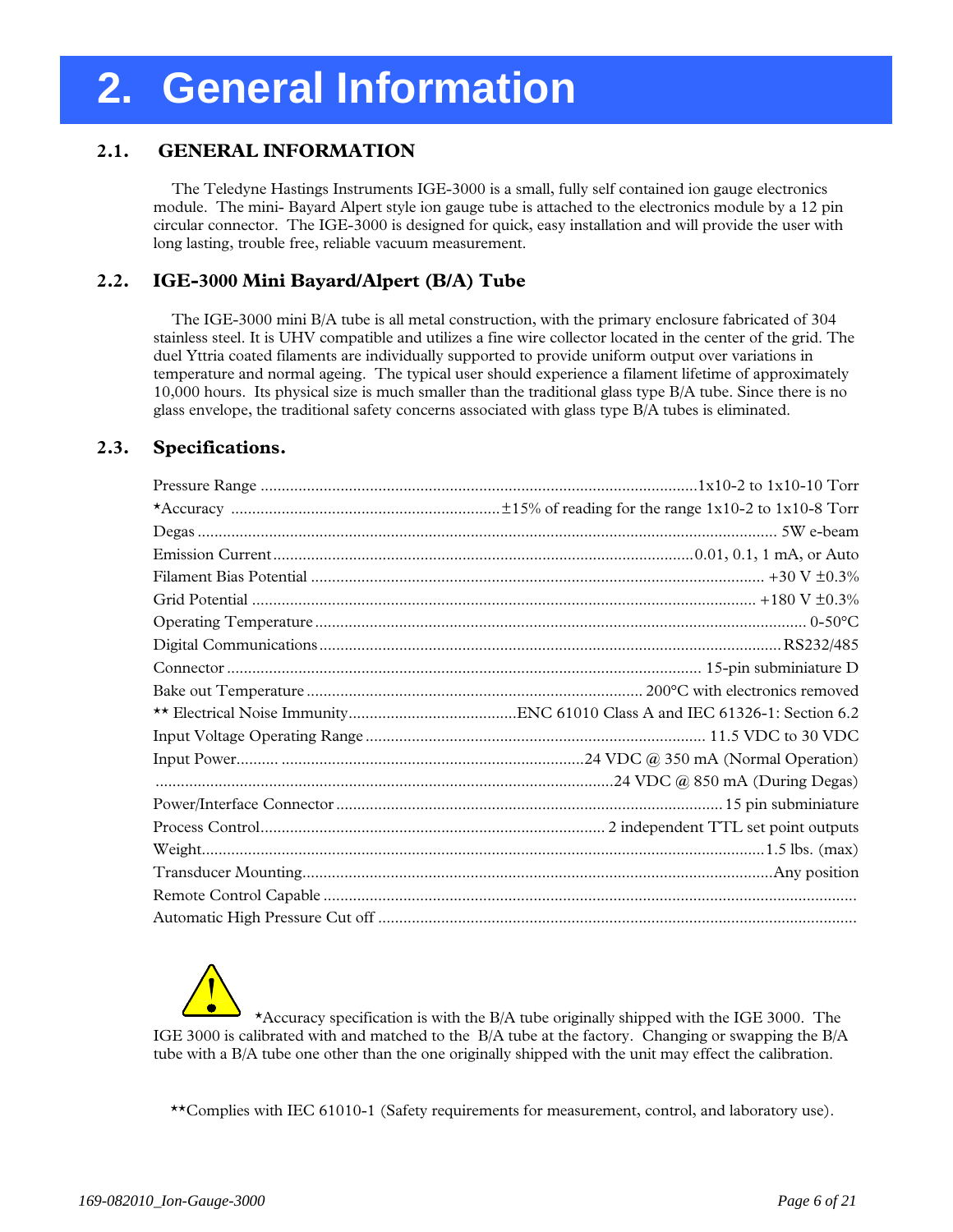# 2. General Information

## 2.1. GENERAL INFORMATION

The Teledyne Hastings Instruments IGE-3000 is a small, fully self contained ion gauge electronics module. The mini- Bayard Alpert style ion gauge tube is attached to the electronics module by a 12 pin circular connector. The IGE-3000 is designed for quick, easy installation and will provide the user with long lasting, trouble free, reliable vacuum measurement.

## 2.2. IGE-3000 Mini Bayard/Alpert (B/A) Tube

The IGE-3000 mini B/A tube is all metal construction, with the primary enclosure fabricated of 304 stainless steel. It is UHV compatible and utilizes a fine wire collector located in the center of the grid. The duel Yttria coated filaments are individually supported to provide uniform output over variations in temperature and normal ageing. The typical user should experience a filament lifetime of approximately 10,000 hours. Its physical size is much smaller than the traditional glass type B/A tube. Since there is no glass envelope, the traditional safety concerns associated with glass type B/A tubes is eliminated.

## 2.3. Specifications.

Pressure Range ........................................................................................................1x10-2 to 1x10-10 Torr
*Accuracy ................................................................±15% of reading for the range 1x10-2 to 1x10-8 Torr
Degas ........................................................................................................................................ 5W e-beam
Emission Current ....................................................................................................0.01, 0.1, 1 mA, or Auto
Filament Bias Potential ........................................................................................................... +30 V ±0.3%
Grid Potential ....................................................................................................................... +180 V ±0.3%
Operating Temperature ................................................................................................................... 0-50°C
Digital Communications ............................................................................................................RS232/485
Connector ................................................................................................................ 15-pin subminiature D
Bake out Temperature ............................................................................... 200°C with electronics removed
** Electrical Noise Immunity........................................ENC 61010 Class A and IEC 61326-1: Section 6.2
Input Voltage Operating Range ................................................................................. 11.5 VDC to 30 VDC
Input Power.......... ........................................................................24 VDC @ 350 mA (Normal Operation)
............................................................................................................24 VDC @ 850 mA (During Degas)
Power/Interface Connector ...........................................................................................15 pin subminiature
Process Control................................................................................. 2 independent TTL set point outputs
Weight.....................................................................................................................................1.5 lbs. (max)
Transducer Mounting...............................................................................................................Any position
Remote Control Capable .............................................................................................................................
Automatic High Pressure Cut off .................................................................................................................

*Accuracy specification is with the B/A tube originally shipped with the IGE 3000. The IGE 3000 is calibrated with and matched to the B/A tube at the factory. Changing or swapping the B/A tube with a B/A tube one other than the one originally shipped with the unit may effect the calibration.

**Complies with IEC 61010-1 (Safety requirements for measurement, control, and laboratory use).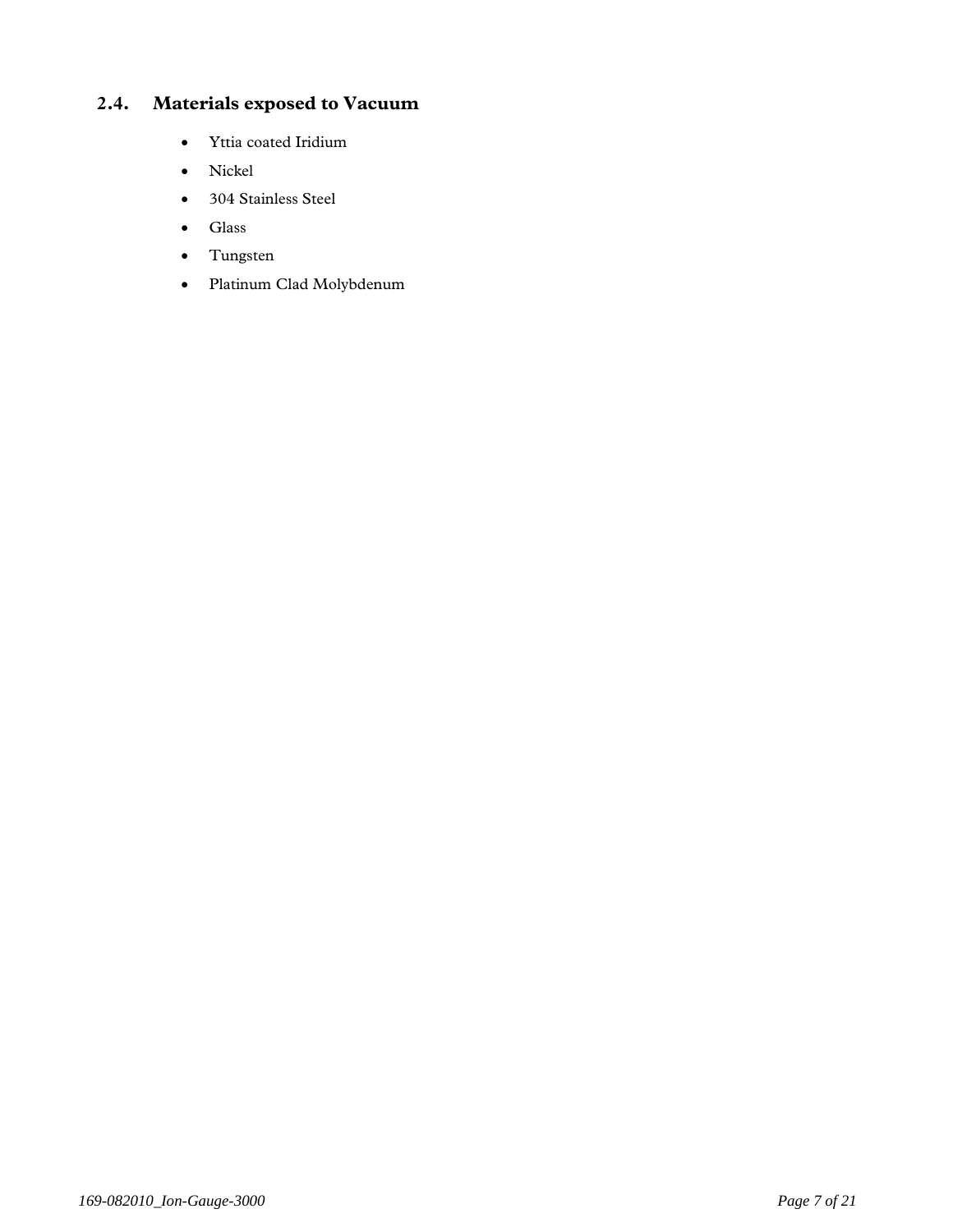## 2.4. Materials exposed to Vacuum

- Yttia coated Iridium
- Nickel
- 304 Stainless Steel
- Glass
- Tungsten
- Platinum Clad Molybdenum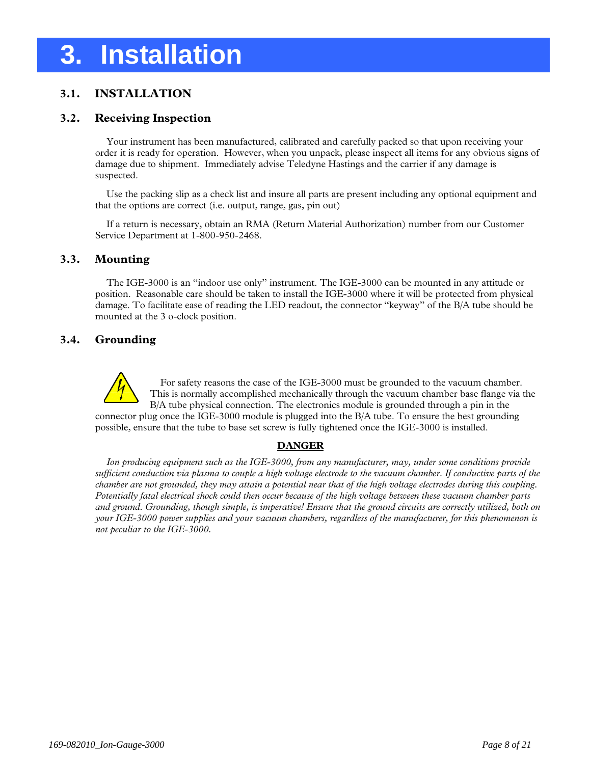# 3. Installation

## 3.1. INSTALLATION

## 3.2. Receiving Inspection

Your instrument has been manufactured, calibrated and carefully packed so that upon receiving your order it is ready for operation. However, when you unpack, please inspect all items for any obvious signs of damage due to shipment. Immediately advise Teledyne Hastings and the carrier if any damage is suspected.

Use the packing slip as a check list and insure all parts are present including any optional equipment and that the options are correct (i.e. output, range, gas, pin out)

If a return is necessary, obtain an RMA (Return Material Authorization) number from our Customer Service Department at 1-800-950-2468.

## 3.3. Mounting

The IGE-3000 is an "indoor use only" instrument. The IGE-3000 can be mounted in any attitude or position. Reasonable care should be taken to install the IGE-3000 where it will be protected from physical damage. To facilitate ease of reading the LED readout, the connector "keyway" of the B/A tube should be mounted at the 3 o-clock position.

## 3.4. Grounding

For safety reasons the case of the IGE-3000 must be grounded to the vacuum chamber. This is normally accomplished mechanically through the vacuum chamber base flange via the B/A tube physical connection. The electronics module is grounded through a pin in the connector plug once the IGE-3000 module is plugged into the B/A tube. To ensure the best grounding possible, ensure that the tube to base set screw is fully tightened once the IGE-3000 is installed.

**DANGER**

*Ion producing equipment such as the IGE-3000, from any manufacturer, may, under some conditions provide sufficient conduction via plasma to couple a high voltage electrode to the vacuum chamber. If conductive parts of the chamber are not grounded, they may attain a potential near that of the high voltage electrodes during this coupling. Potentially fatal electrical shock could then occur because of the high voltage between these vacuum chamber parts and ground. Grounding, though simple, is imperative! Ensure that the ground circuits are correctly utilized, both on your IGE-3000 power supplies and your vacuum chambers, regardless of the manufacturer, for this phenomenon is not peculiar to the IGE-3000.*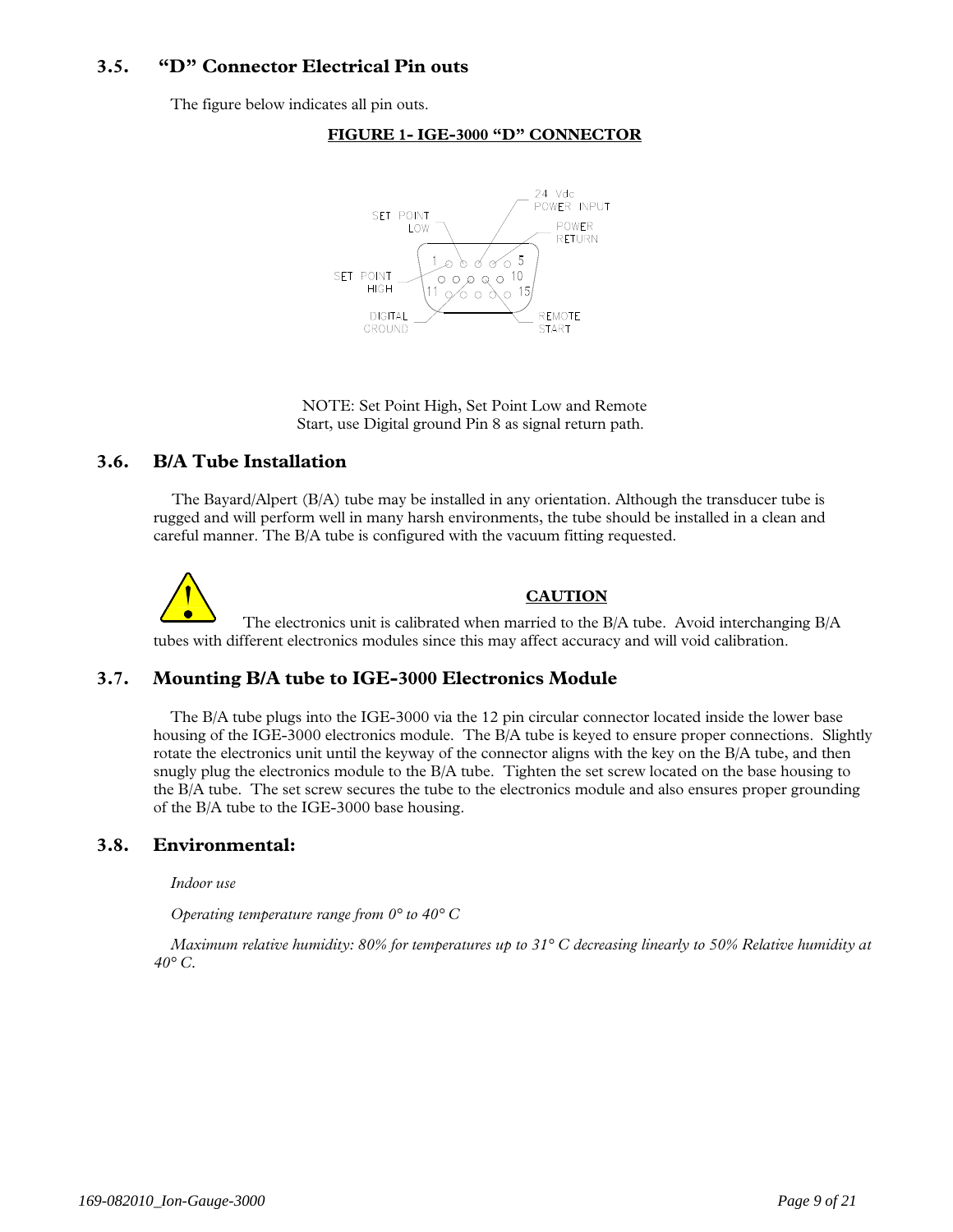## 3.5. "D" Connector Electrical Pin outs

The figure below indicates all pin outs.

**FIGURE 1- IGE-3000 "D" CONNECTOR**

SET POINT LOW

24 Vdc POWER INPUT

POWER RETURN

SET POINT HIGH

1 5 10 11 15

DIGITAL GROUND

REMOTE START

NOTE: Set Point High, Set Point Low and Remote Start, use Digital ground Pin 8 as signal return path.

## 3.6. B/A Tube Installation

The Bayard/Alpert (B/A) tube may be installed in any orientation. Although the transducer tube is rugged and will perform well in many harsh environments, the tube should be installed in a clean and careful manner. The B/A tube is configured with the vacuum fitting requested.

**CAUTION**

The electronics unit is calibrated when married to the B/A tube. Avoid interchanging B/A tubes with different electronics modules since this may affect accuracy and will void calibration.

## 3.7. Mounting B/A tube to IGE-3000 Electronics Module

The B/A tube plugs into the IGE-3000 via the 12 pin circular connector located inside the lower base housing of the IGE-3000 electronics module. The B/A tube is keyed to ensure proper connections. Slightly rotate the electronics unit until the keyway of the connector aligns with the key on the B/A tube, and then snugly plug the electronics module to the B/A tube. Tighten the set screw located on the base housing to the B/A tube. The set screw secures the tube to the electronics module and also ensures proper grounding of the B/A tube to the IGE-3000 base housing.

## 3.8. Environmental:

*Indoor use*

*Operating temperature range from 0° to 40° C*

*Maximum relative humidity: 80% for temperatures up to 31° C decreasing linearly to 50% Relative humidity at 40° C.*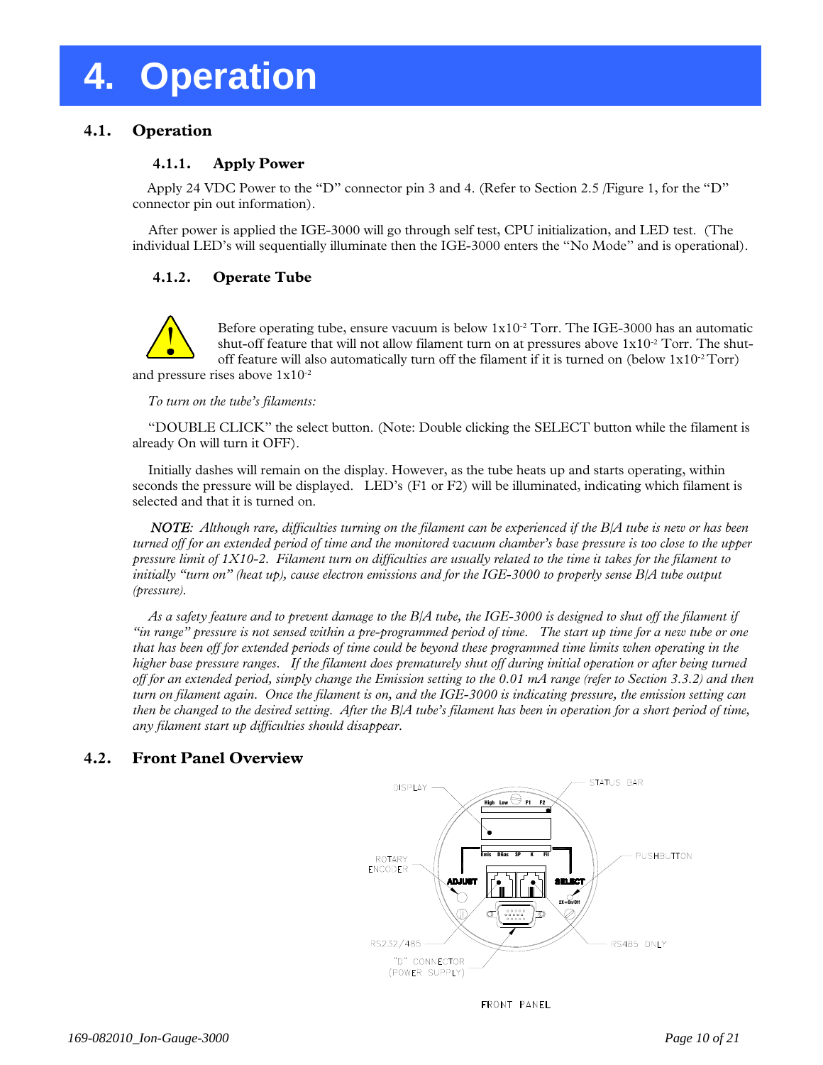# 4. Operation

## 4.1. Operation

### 4.1.1. Apply Power

Apply 24 VDC Power to the "D" connector pin 3 and 4. (Refer to Section 2.5 /Figure 1, for the "D" connector pin out information).

After power is applied the IGE-3000 will go through self test, CPU initialization, and LED test. (The individual LED's will sequentially illuminate then the IGE-3000 enters the "No Mode" and is operational).

### 4.1.2. Operate Tube

Before operating tube, ensure vacuum is below $1x10^{-2}$ Torr. The IGE-3000 has an automatic shut-off feature that will not allow filament turn on at pressures above $1x10^{-2}$ Torr. The shut-off feature will also automatically turn off the filament if it is turned on (below $1x10^{-2}$ Torr) and pressure rises above $1x10^{-2}$

*To turn on the tube's filaments:*

"DOUBLE CLICK" the select button. (Note: Double clicking the SELECT button while the filament is already On will turn it OFF).

Initially dashes will remain on the display. However, as the tube heats up and starts operating, within seconds the pressure will be displayed. LED's (F1 or F2) will be illuminated, indicating which filament is selected and that it is turned on.

***NOTE**: Although rare, difficulties turning on the filament can be experienced if the B/A tube is new or has been turned off for an extended period of time and the monitored vacuum chamber's base pressure is too close to the upper pressure limit of 1X10-2. Filament turn on difficulties are usually related to the time it takes for the filament to initially "turn on" (heat up), cause electron emissions and for the IGE-3000 to properly sense B/A tube output (pressure).*

*As a safety feature and to prevent damage to the B/A tube, the IGE-3000 is designed to shut off the filament if "in range" pressure is not sensed within a pre-programmed period of time. The start up time for a new tube or one that has been off for extended periods of time could be beyond these programmed time limits when operating in the higher base pressure ranges. If the filament does prematurely shut off during initial operation or after being turned off for an extended period, simply change the Emission setting to the 0.01 mA range (refer to Section 3.3.2) and then turn on filament again. Once the filament is on, and the IGE-3000 is indicating pressure, the emission setting can then be changed to the desired setting. After the B/A tube's filament has been in operation for a short period of time, any filament start up difficulties should disappear.*

## 4.2. Front Panel Overview

DISPLAY — STATUS BAR — ROTARY ENCODER — PUSHBUTTON — RS232/485 — RS485 ONLY — "D" CONNECTOR (POWER SUPPLY)

FRONT PANEL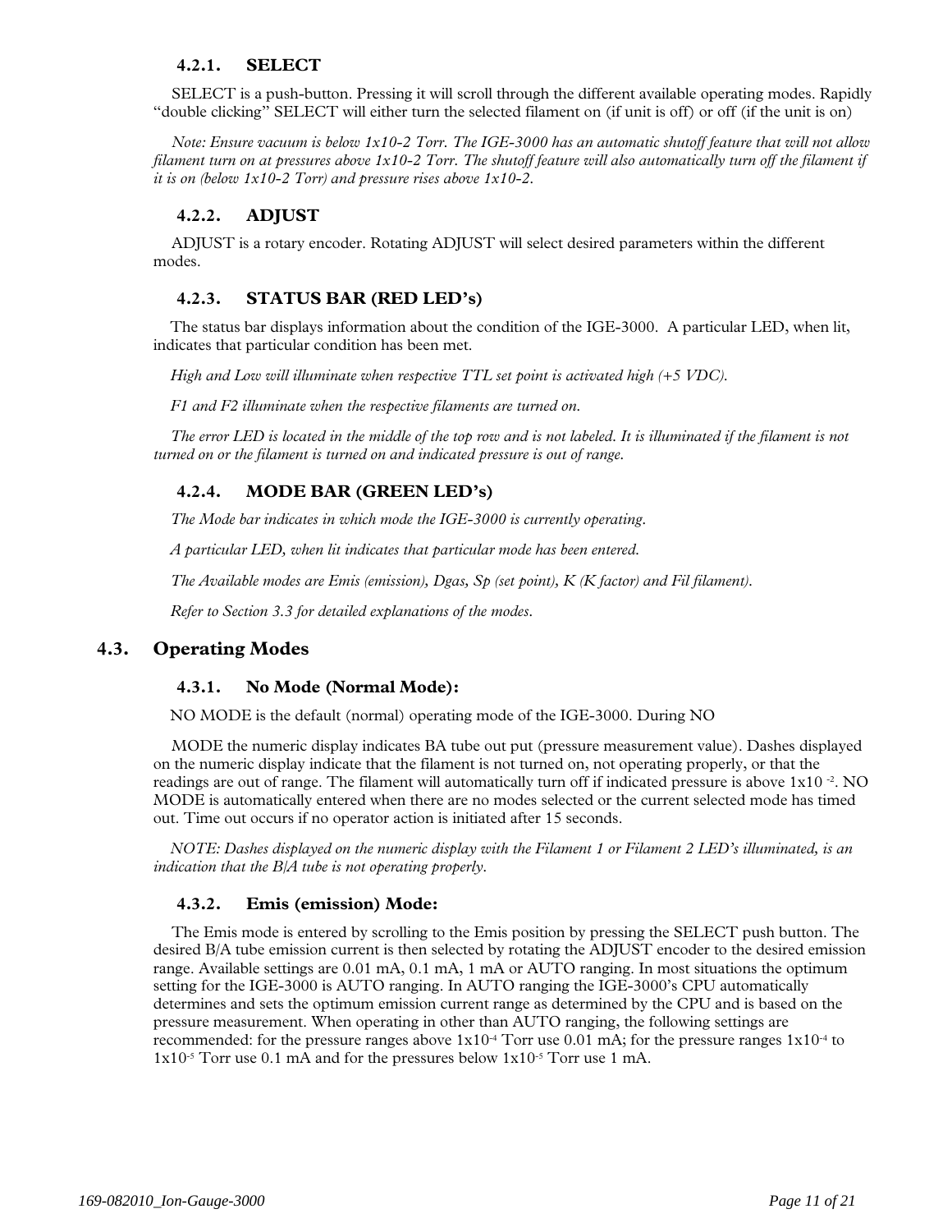#### 4.2.1. SELECT

SELECT is a push-button. Pressing it will scroll through the different available operating modes. Rapidly "double clicking" SELECT will either turn the selected filament on (if unit is off) or off (if the unit is on)

*Note: Ensure vacuum is below 1x10-2 Torr. The IGE-3000 has an automatic shutoff feature that will not allow filament turn on at pressures above 1x10-2 Torr. The shutoff feature will also automatically turn off the filament if it is on (below 1x10-2 Torr) and pressure rises above 1x10-2.*

#### 4.2.2. ADJUST

ADJUST is a rotary encoder. Rotating ADJUST will select desired parameters within the different modes.

#### 4.2.3. STATUS BAR (RED LED's)

The status bar displays information about the condition of the IGE-3000. A particular LED, when lit, indicates that particular condition has been met.

*High and Low will illuminate when respective TTL set point is activated high (+5 VDC).*

*F1 and F2 illuminate when the respective filaments are turned on.*

*The error LED is located in the middle of the top row and is not labeled. It is illuminated if the filament is not turned on or the filament is turned on and indicated pressure is out of range.*

#### 4.2.4. MODE BAR (GREEN LED's)

*The Mode bar indicates in which mode the IGE-3000 is currently operating.*

*A particular LED, when lit indicates that particular mode has been entered.*

*The Available modes are Emis (emission), Dgas, Sp (set point), K (K factor) and Fil filament).*

*Refer to Section 3.3 for detailed explanations of the modes.*

### 4.3. Operating Modes

#### 4.3.1. No Mode (Normal Mode):

NO MODE is the default (normal) operating mode of the IGE-3000. During NO

MODE the numeric display indicates BA tube out put (pressure measurement value). Dashes displayed on the numeric display indicate that the filament is not turned on, not operating properly, or that the readings are out of range. The filament will automatically turn off if indicated pressure is above $1x10^{-2}$. NO MODE is automatically entered when there are no modes selected or the current selected mode has timed out. Time out occurs if no operator action is initiated after 15 seconds.

*NOTE: Dashes displayed on the numeric display with the Filament 1 or Filament 2 LED's illuminated, is an indication that the B/A tube is not operating properly.*

#### 4.3.2. Emis (emission) Mode:

The Emis mode is entered by scrolling to the Emis position by pressing the SELECT push button. The desired B/A tube emission current is then selected by rotating the ADJUST encoder to the desired emission range. Available settings are 0.01 mA, 0.1 mA, 1 mA or AUTO ranging. In most situations the optimum setting for the IGE-3000 is AUTO ranging. In AUTO ranging the IGE-3000's CPU automatically determines and sets the optimum emission current range as determined by the CPU and is based on the pressure measurement. When operating in other than AUTO ranging, the following settings are recommended: for the pressure ranges above $1x10^{-4}$ Torr use 0.01 mA; for the pressure ranges $1x10^{-4}$ to $1x10^{-5}$ Torr use 0.1 mA and for the pressures below $1x10^{-5}$ Torr use 1 mA.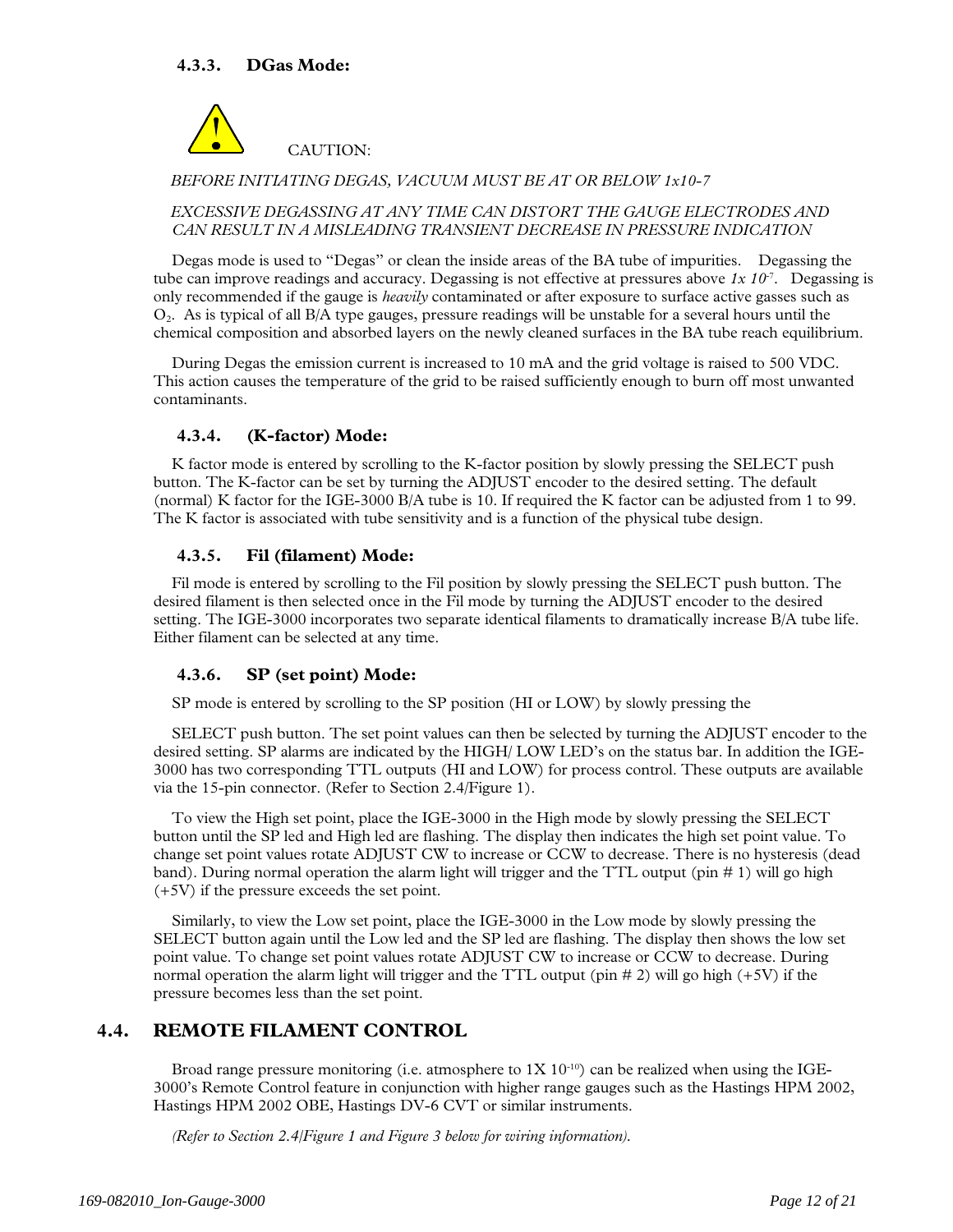### 4.3.3. DGas Mode:

CAUTION:

*BEFORE INITIATING DEGAS, VACUUM MUST BE AT OR BELOW 1x10-7*

*EXCESSIVE DEGASSING AT ANY TIME CAN DISTORT THE GAUGE ELECTRODES AND CAN RESULT IN A MISLEADING TRANSIENT DECREASE IN PRESSURE INDICATION*

Degas mode is used to "Degas" or clean the inside areas of the BA tube of impurities. Degassing the tube can improve readings and accuracy. Degassing is not effective at pressures above $1x\ 10^{-7}$. Degassing is only recommended if the gauge is *heavily* contaminated or after exposure to surface active gasses such as $O_2$. As is typical of all B/A type gauges, pressure readings will be unstable for a several hours until the chemical composition and absorbed layers on the newly cleaned surfaces in the BA tube reach equilibrium.

During Degas the emission current is increased to 10 mA and the grid voltage is raised to 500 VDC. This action causes the temperature of the grid to be raised sufficiently enough to burn off most unwanted contaminants.

### 4.3.4. (K-factor) Mode:

K factor mode is entered by scrolling to the K-factor position by slowly pressing the SELECT push button. The K-factor can be set by turning the ADJUST encoder to the desired setting. The default (normal) K factor for the IGE-3000 B/A tube is 10. If required the K factor can be adjusted from 1 to 99. The K factor is associated with tube sensitivity and is a function of the physical tube design.

### 4.3.5. Fil (filament) Mode:

Fil mode is entered by scrolling to the Fil position by slowly pressing the SELECT push button. The desired filament is then selected once in the Fil mode by turning the ADJUST encoder to the desired setting. The IGE-3000 incorporates two separate identical filaments to dramatically increase B/A tube life. Either filament can be selected at any time.

### 4.3.6. SP (set point) Mode:

SP mode is entered by scrolling to the SP position (HI or LOW) by slowly pressing the

SELECT push button. The set point values can then be selected by turning the ADJUST encoder to the desired setting. SP alarms are indicated by the HIGH/ LOW LED's on the status bar. In addition the IGE-3000 has two corresponding TTL outputs (HI and LOW) for process control. These outputs are available via the 15-pin connector. (Refer to Section 2.4/Figure 1).

To view the High set point, place the IGE-3000 in the High mode by slowly pressing the SELECT button until the SP led and High led are flashing. The display then indicates the high set point value. To change set point values rotate ADJUST CW to increase or CCW to decrease. There is no hysteresis (dead band). During normal operation the alarm light will trigger and the TTL output (pin # 1) will go high (+5V) if the pressure exceeds the set point.

Similarly, to view the Low set point, place the IGE-3000 in the Low mode by slowly pressing the SELECT button again until the Low led and the SP led are flashing. The display then shows the low set point value. To change set point values rotate ADJUST CW to increase or CCW to decrease. During normal operation the alarm light will trigger and the TTL output (pin # 2) will go high (+5V) if the pressure becomes less than the set point.

## 4.4. REMOTE FILAMENT CONTROL

Broad range pressure monitoring (i.e. atmosphere to $1X\ 10^{-10}$) can be realized when using the IGE-3000's Remote Control feature in conjunction with higher range gauges such as the Hastings HPM 2002, Hastings HPM 2002 OBE, Hastings DV-6 CVT or similar instruments.

*(Refer to Section 2.4/Figure 1 and Figure 3 below for wiring information).*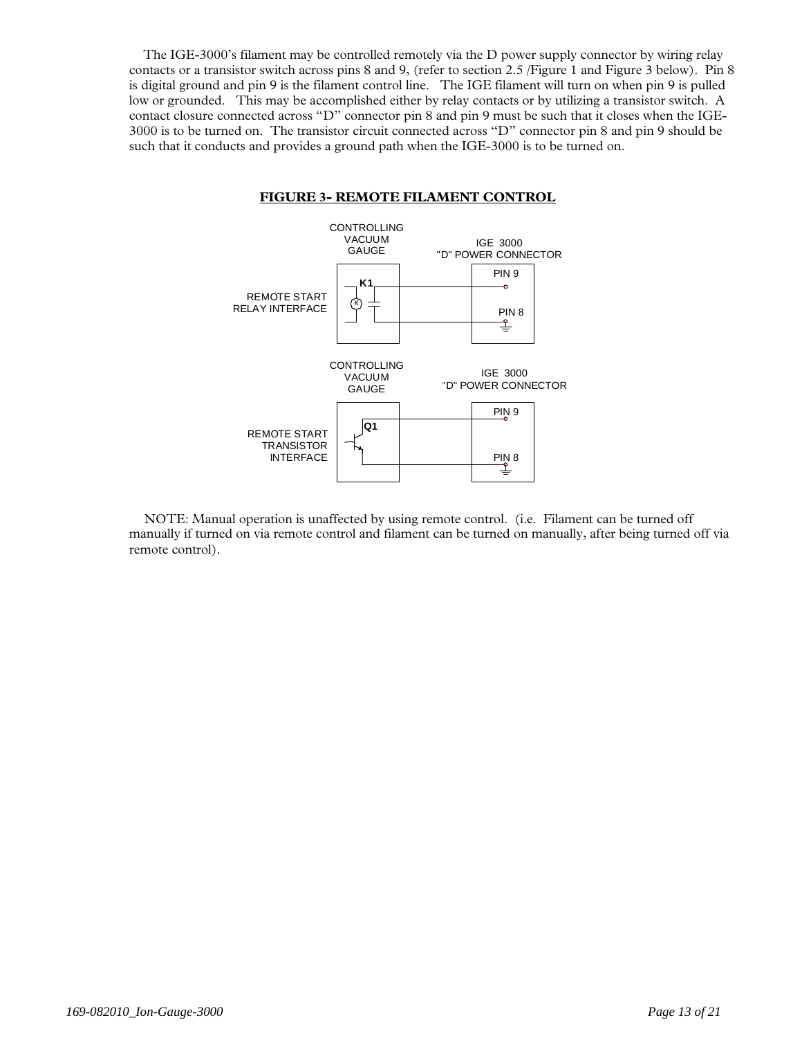The IGE-3000's filament may be controlled remotely via the D power supply connector by wiring relay contacts or a transistor switch across pins 8 and 9, (refer to section 2.5 /Figure 1 and Figure 3 below). Pin 8 is digital ground and pin 9 is the filament control line. The IGE filament will turn on when pin 9 is pulled low or grounded. This may be accomplished either by relay contacts or by utilizing a transistor switch. A contact closure connected across "D" connector pin 8 and pin 9 must be such that it closes when the IGE-3000 is to be turned on. The transistor circuit connected across "D" connector pin 8 and pin 9 should be such that it conducts and provides a ground path when the IGE-3000 is to be turned on.

**FIGURE 3- REMOTE FILAMENT CONTROL**

REMOTE START RELAY INTERFACE — CONTROLLING VACUUM GAUGE (K1) — IGE 3000 "D" POWER CONNECTOR (PIN 9, PIN 8)

REMOTE START TRANSISTOR INTERFACE — CONTROLLING VACUUM GAUGE (Q1) — IGE 3000 "D" POWER CONNECTOR (PIN 9, PIN 8)

NOTE: Manual operation is unaffected by using remote control. (i.e. Filament can be turned off manually if turned on via remote control and filament can be turned on manually, after being turned off via remote control).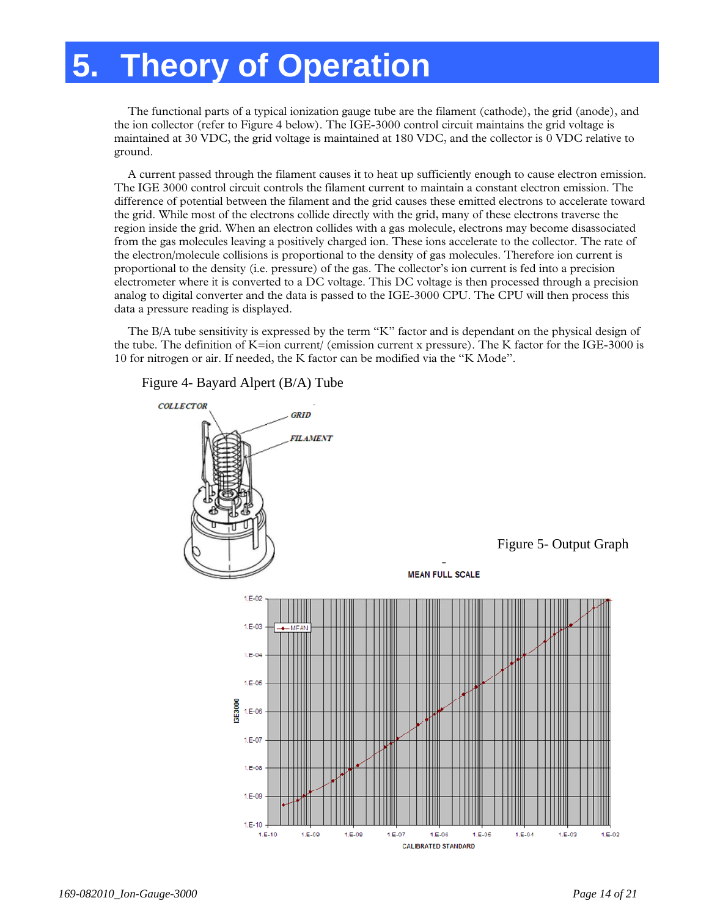# 5. Theory of Operation

The functional parts of a typical ionization gauge tube are the filament (cathode), the grid (anode), and the ion collector (refer to Figure 4 below). The IGE-3000 control circuit maintains the grid voltage is maintained at 30 VDC, the grid voltage is maintained at 180 VDC, and the collector is 0 VDC relative to ground.

A current passed through the filament causes it to heat up sufficiently enough to cause electron emission. The IGE 3000 control circuit controls the filament current to maintain a constant electron emission. The difference of potential between the filament and the grid causes these emitted electrons to accelerate toward the grid. While most of the electrons collide directly with the grid, many of these electrons traverse the region inside the grid. When an electron collides with a gas molecule, electrons may become disassociated from the gas molecules leaving a positively charged ion. These ions accelerate to the collector. The rate of the electron/molecule collisions is proportional to the density of gas molecules. Therefore ion current is proportional to the density (i.e. pressure) of the gas. The collector's ion current is fed into a precision electrometer where it is converted to a DC voltage. This DC voltage is then processed through a precision analog to digital converter and the data is passed to the IGE-3000 CPU. The CPU will then process this data a pressure reading is displayed.

The B/A tube sensitivity is expressed by the term "K" factor and is dependant on the physical design of the tube. The definition of K=ion current/ (emission current x pressure). The K factor for the IGE-3000 is 10 for nitrogen or air. If needed, the K factor can be modified via the "K Mode".

Figure 4- Bayard Alpert (B/A) Tube

COLLECTOR

GRID

FILAMENT

Figure 5- Output Graph

MEAN FULL SCALE

IGE3000

CALIBRATED STANDARD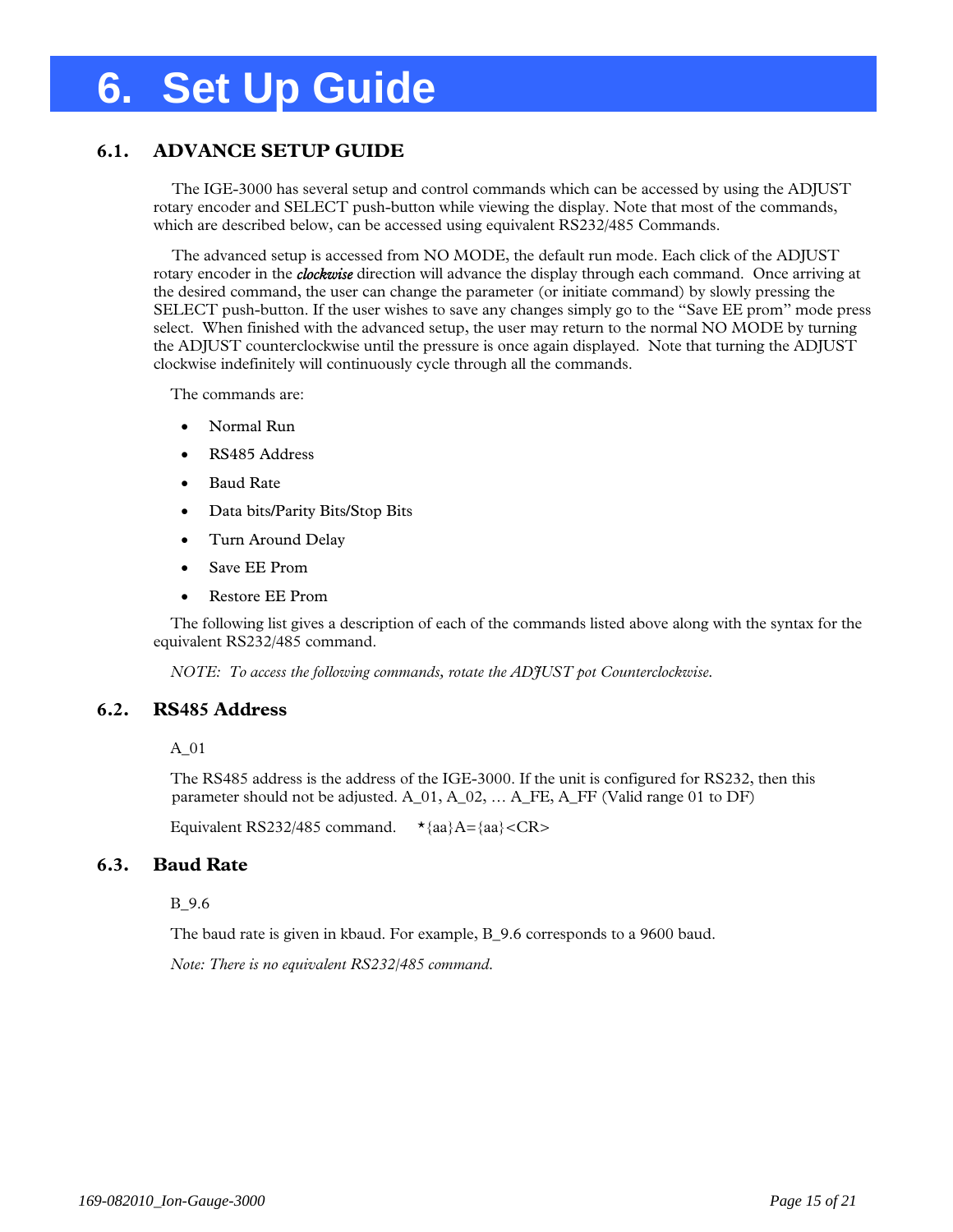# 6. Set Up Guide

## 6.1. ADVANCE SETUP GUIDE

The IGE-3000 has several setup and control commands which can be accessed by using the ADJUST rotary encoder and SELECT push-button while viewing the display. Note that most of the commands, which are described below, can be accessed using equivalent RS232/485 Commands.

The advanced setup is accessed from NO MODE, the default run mode. Each click of the ADJUST rotary encoder in the ***clockwise*** direction will advance the display through each command. Once arriving at the desired command, the user can change the parameter (or initiate command) by slowly pressing the SELECT push-button. If the user wishes to save any changes simply go to the "Save EE prom" mode press select. When finished with the advanced setup, the user may return to the normal NO MODE by turning the ADJUST counterclockwise until the pressure is once again displayed. Note that turning the ADJUST clockwise indefinitely will continuously cycle through all the commands.

The commands are:

- Normal Run
- RS485 Address
- Baud Rate
- Data bits/Parity Bits/Stop Bits
- Turn Around Delay
- Save EE Prom
- Restore EE Prom

The following list gives a description of each of the commands listed above along with the syntax for the equivalent RS232/485 command.

*NOTE: To access the following commands, rotate the ADJUST pot Counterclockwise.*

## 6.2. RS485 Address

A_01

The RS485 address is the address of the IGE-3000. If the unit is configured for RS232, then this parameter should not be adjusted. A_01, A_02, … A_FE, A_FF (Valid range 01 to DF)

Equivalent RS232/485 command. *{aa}A={aa}<CR>

## 6.3. Baud Rate

B_9.6

The baud rate is given in kbaud. For example, B_9.6 corresponds to a 9600 baud.

*Note: There is no equivalent RS232/485 command.*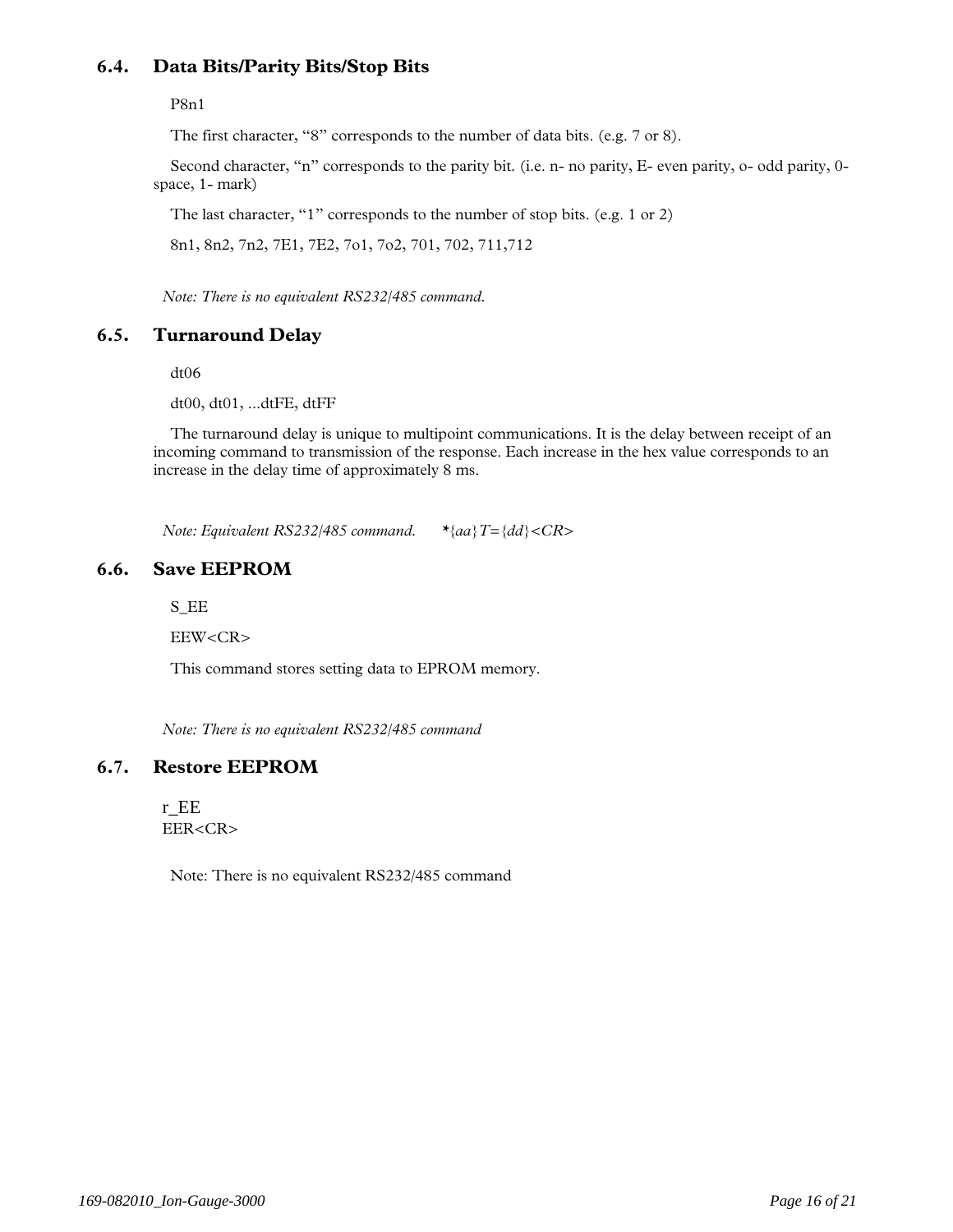## 6.4. Data Bits/Parity Bits/Stop Bits

P8n1

The first character, "8" corresponds to the number of data bits. (e.g. 7 or 8).

Second character, "n" corresponds to the parity bit. (i.e. n- no parity, E- even parity, o- odd parity, 0- space, 1- mark)

The last character, "1" corresponds to the number of stop bits. (e.g. 1 or 2)

8n1, 8n2, 7n2, 7E1, 7E2, 7o1, 7o2, 701, 702, 711,712

*Note: There is no equivalent RS232/485 command.*

## 6.5. Turnaround Delay

dt06

dt00, dt01, ...dtFE, dtFF

The turnaround delay is unique to multipoint communications. It is the delay between receipt of an incoming command to transmission of the response. Each increase in the hex value corresponds to an increase in the delay time of approximately 8 ms.

*Note: Equivalent RS232/485 command.* *{aa}T={dd}<CR>*

## 6.6. Save EEPROM

S_EE

EEW<CR>

This command stores setting data to EPROM memory.

*Note: There is no equivalent RS232/485 command*

## 6.7. Restore EEPROM

r_EE
EER<CR>

Note: There is no equivalent RS232/485 command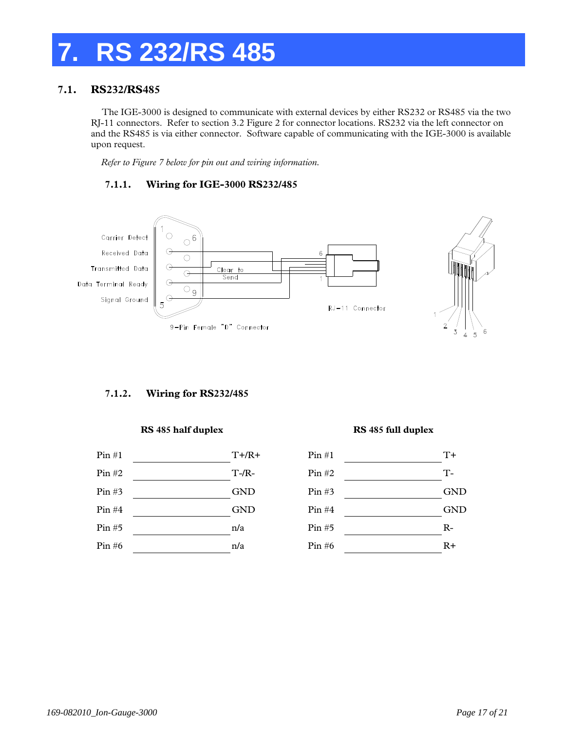# 7. RS 232/RS 485

## 7.1. RS232/RS485

The IGE-3000 is designed to communicate with external devices by either RS232 or RS485 via the two RJ-11 connectors. Refer to section 3.2 Figure 2 for connector locations. RS232 via the left connector on and the RS485 is via either connector. Software capable of communicating with the IGE-3000 is available upon request.

*Refer to Figure 7 below for pin out and wiring information.*

### 7.1.1. Wiring for IGE-3000 RS232/485

Carrier Detect
Received Data
Transmitted Data
Data Terminal Ready
Signal Ground

Clear to Send

9-Pin Female "D" Connector

RJ-11 Connector

### 7.1.2. Wiring for RS232/485

**RS 485 half duplex**

| Pin | Signal |
|---|---|
| Pin #1 | T+/R+ |
| Pin #2 | T-/R- |
| Pin #3 | GND |
| Pin #4 | GND |
| Pin #5 | n/a |
| Pin #6 | n/a |

**RS 485 full duplex**

| Pin | Signal |
|---|---|
| Pin #1 | T+ |
| Pin #2 | T- |
| Pin #3 | GND |
| Pin #4 | GND |
| Pin #5 | R- |
| Pin #6 | R+ |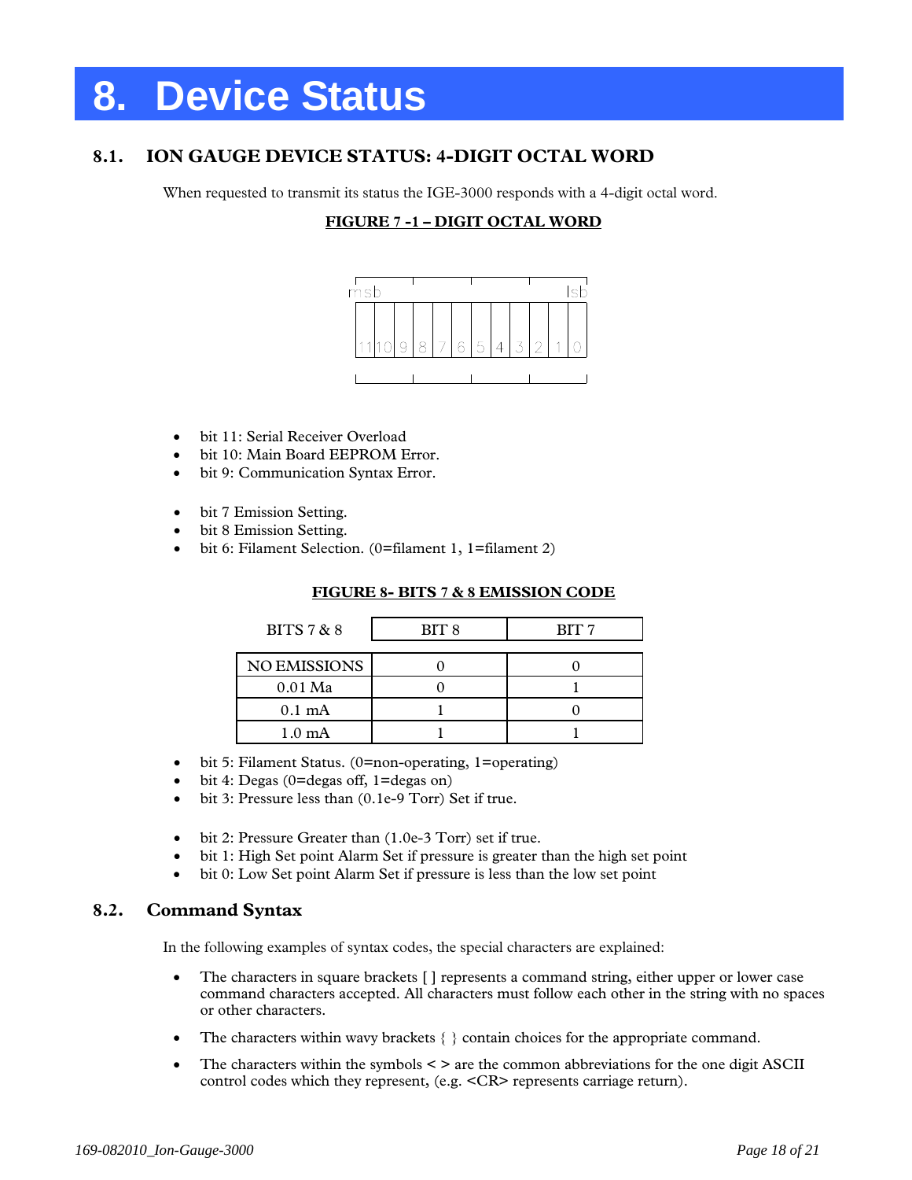# 8. Device Status

## 8.1. ION GAUGE DEVICE STATUS: 4-DIGIT OCTAL WORD

When requested to transmit its status the IGE-3000 responds with a 4-digit octal word.

**FIGURE 7 -1 – DIGIT OCTAL WORD**

| msb | | | | | | | | | | | lsb |
|---|---|---|---|---|---|---|---|---|---|---|---|
| 11 | 10 | 9 | 8 | 7 | 6 | 5 | 4 | 3 | 2 | 1 | 0 |

- bit 11: Serial Receiver Overload
- bit 10: Main Board EEPROM Error.
- bit 9: Communication Syntax Error.

- bit 7 Emission Setting.
- bit 8 Emission Setting.
- bit 6: Filament Selection. (0=filament 1, 1=filament 2)

**FIGURE 8- BITS 7 & 8 EMISSION CODE**

| BITS 7 & 8 | BIT 8 | BIT 7 |
|---|---|---|
| NO EMISSIONS | 0 | 0 |
| 0.01 Ma | 0 | 1 |
| 0.1 mA | 1 | 0 |
| 1.0 mA | 1 | 1 |

- bit 5: Filament Status. (0=non-operating, 1=operating)
- bit 4: Degas (0=degas off, 1=degas on)
- bit 3: Pressure less than (0.1e-9 Torr) Set if true.

- bit 2: Pressure Greater than (1.0e-3 Torr) set if true.
- bit 1: High Set point Alarm Set if pressure is greater than the high set point
- bit 0: Low Set point Alarm Set if pressure is less than the low set point

## 8.2. Command Syntax

In the following examples of syntax codes, the special characters are explained:

- The characters in square brackets [ ] represents a command string, either upper or lower case command characters accepted. All characters must follow each other in the string with no spaces or other characters.

- The characters within wavy brackets { } contain choices for the appropriate command.

- The characters within the symbols < > are the common abbreviations for the one digit ASCII control codes which they represent, (e.g. <CR> represents carriage return).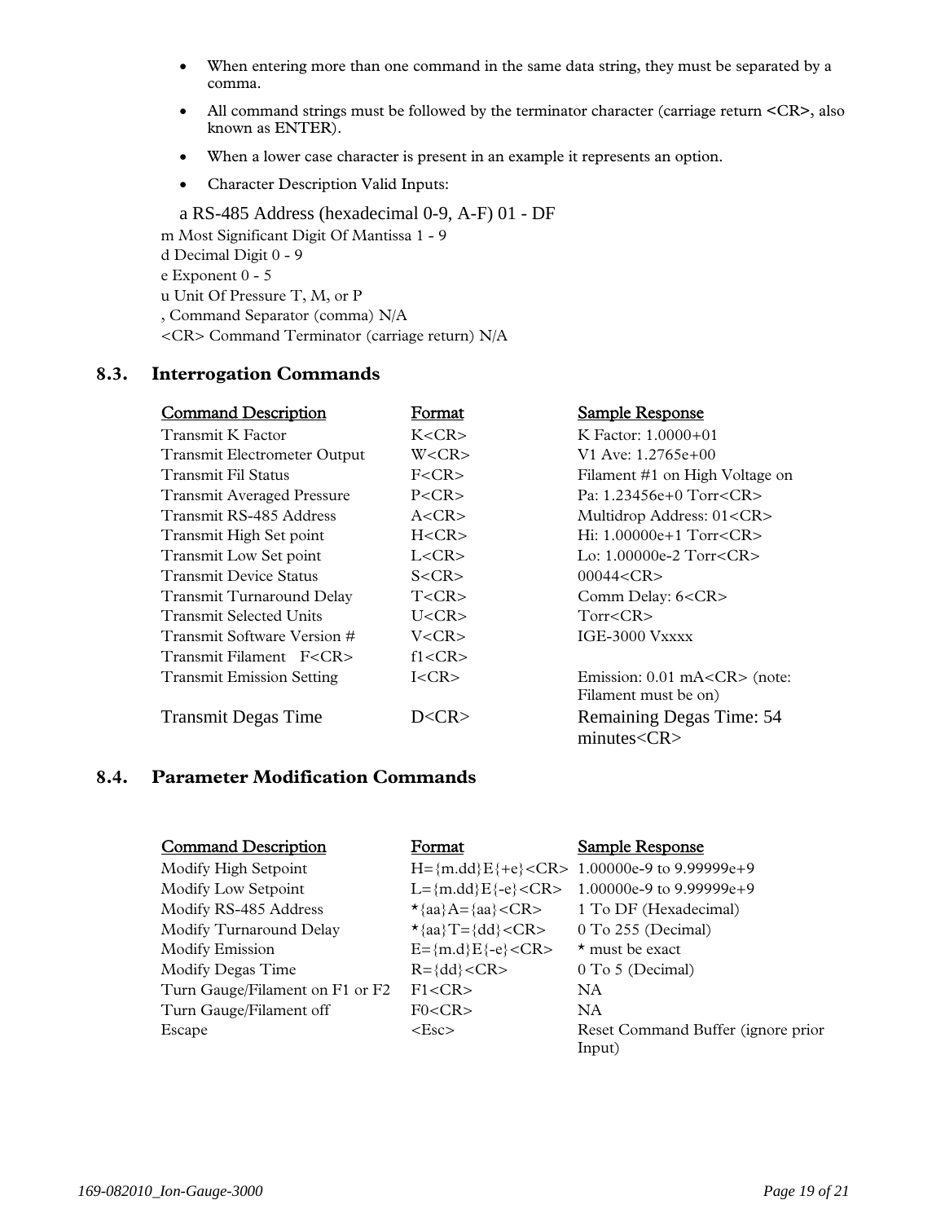- When entering more than one command in the same data string, they must be separated by a comma.
- All command strings must be followed by the terminator character (carriage return **<CR>**, also known as ENTER).
- When a lower case character is present in an example it represents an option.
- Character Description Valid Inputs:

a RS-485 Address (hexadecimal 0-9, A-F) 01 - DF
m Most Significant Digit Of Mantissa 1 - 9
d Decimal Digit 0 - 9
e Exponent 0 - 5
u Unit Of Pressure T, M, or P
, Command Separator (comma) N/A
<CR> Command Terminator (carriage return) N/A

## 8.3. Interrogation Commands

| Command Description | Format | Sample Response |
|---|---|---|
| Transmit K Factor | K<CR> | K Factor: 1.0000+01 |
| Transmit Electrometer Output | W<CR> | V1 Ave: 1.2765e+00 |
| Transmit Fil Status | F<CR> | Filament #1 on High Voltage on |
| Transmit Averaged Pressure | P<CR> | Pa: 1.23456e+0 Torr<CR> |
| Transmit RS-485 Address | A<CR> | Multidrop Address: 01<CR> |
| Transmit High Set point | H<CR> | Hi: 1.00000e+1 Torr<CR> |
| Transmit Low Set point | L<CR> | Lo: 1.00000e-2 Torr<CR> |
| Transmit Device Status | S<CR> | 00044<CR> |
| Transmit Turnaround Delay | T<CR> | Comm Delay: 6<CR> |
| Transmit Selected Units | U<CR> | Torr<CR> |
| Transmit Software Version # | V<CR> | IGE-3000 Vxxxx |
| Transmit Filament F<CR> | f1<CR> | |
| Transmit Emission Setting | I<CR> | Emission: 0.01 mA<CR> (note: Filament must be on) |
| Transmit Degas Time | D<CR> | Remaining Degas Time: 54 minutes<CR> |

## 8.4. Parameter Modification Commands

| Command Description | Format | Sample Response |
|---|---|---|
| Modify High Setpoint | H={m.dd}E{+e}<CR> | 1.00000e-9 to 9.99999e+9 |
| Modify Low Setpoint | L={m.dd}E{-e}<CR> | 1.00000e-9 to 9.99999e+9 |
| Modify RS-485 Address | *{aa}A={aa}<CR> | 1 To DF (Hexadecimal) |
| Modify Turnaround Delay | *{aa}T={dd}<CR> | 0 To 255 (Decimal) |
| Modify Emission | E={m.d}E{-e}<CR> | * must be exact |
| Modify Degas Time | R={dd}<CR> | 0 To 5 (Decimal) |
| Turn Gauge/Filament on F1 or F2 | F1<CR> | NA |
| Turn Gauge/Filament off | F0<CR> | NA |
| Escape | <Esc> | Reset Command Buffer (ignore prior Input) |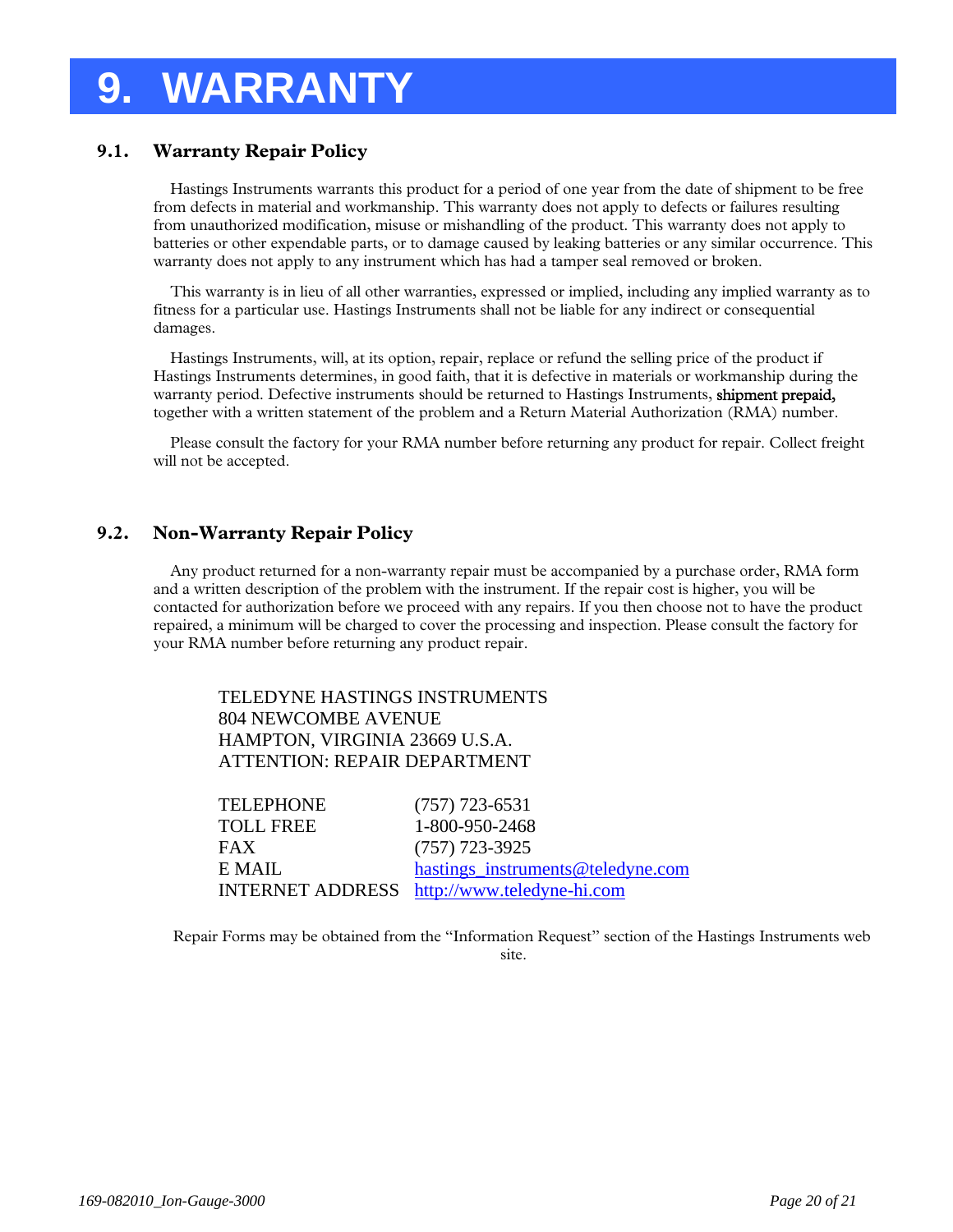# 9. WARRANTY

## 9.1. Warranty Repair Policy

Hastings Instruments warrants this product for a period of one year from the date of shipment to be free from defects in material and workmanship. This warranty does not apply to defects or failures resulting from unauthorized modification, misuse or mishandling of the product. This warranty does not apply to batteries or other expendable parts, or to damage caused by leaking batteries or any similar occurrence. This warranty does not apply to any instrument which has had a tamper seal removed or broken.

This warranty is in lieu of all other warranties, expressed or implied, including any implied warranty as to fitness for a particular use. Hastings Instruments shall not be liable for any indirect or consequential damages.

Hastings Instruments, will, at its option, repair, replace or refund the selling price of the product if Hastings Instruments determines, in good faith, that it is defective in materials or workmanship during the warranty period. Defective instruments should be returned to Hastings Instruments, shipment prepaid, together with a written statement of the problem and a Return Material Authorization (RMA) number.

Please consult the factory for your RMA number before returning any product for repair. Collect freight will not be accepted.

## 9.2. Non-Warranty Repair Policy

Any product returned for a non-warranty repair must be accompanied by a purchase order, RMA form and a written description of the problem with the instrument. If the repair cost is higher, you will be contacted for authorization before we proceed with any repairs. If you then choose not to have the product repaired, a minimum will be charged to cover the processing and inspection. Please consult the factory for your RMA number before returning any product repair.

TELEDYNE HASTINGS INSTRUMENTS
804 NEWCOMBE AVENUE
HAMPTON, VIRGINIA 23669 U.S.A.
ATTENTION: REPAIR DEPARTMENT

| | |
|---|---|
| TELEPHONE | (757) 723-6531 |
| TOLL FREE | 1-800-950-2468 |
| FAX | (757) 723-3925 |
| E MAIL | hastings_instruments@teledyne.com |
| INTERNET ADDRESS | http://www.teledyne-hi.com |

Repair Forms may be obtained from the "Information Request" section of the Hastings Instruments web site.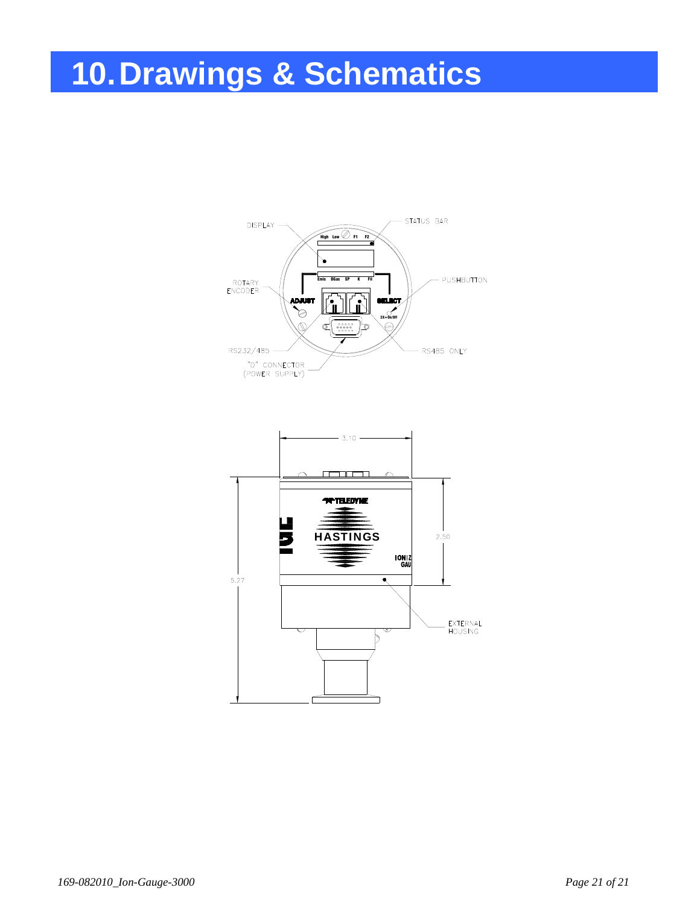# 10. Drawings & Schematics

DISPLAY

STATUS BAR

High Low F1 F2

Emis DGas SP K Fil

ROTARY ENCODER

ADJUST

SELECT

2X=On/Off

PUSHBUTTON

RS232/485

RS485 ONLY

"D" CONNECTOR (POWER SUPPLY)

3.10

TELEDYNE

HASTINGS

IONIZ GAU

2.50

5.27

EXTERNAL HOUSING